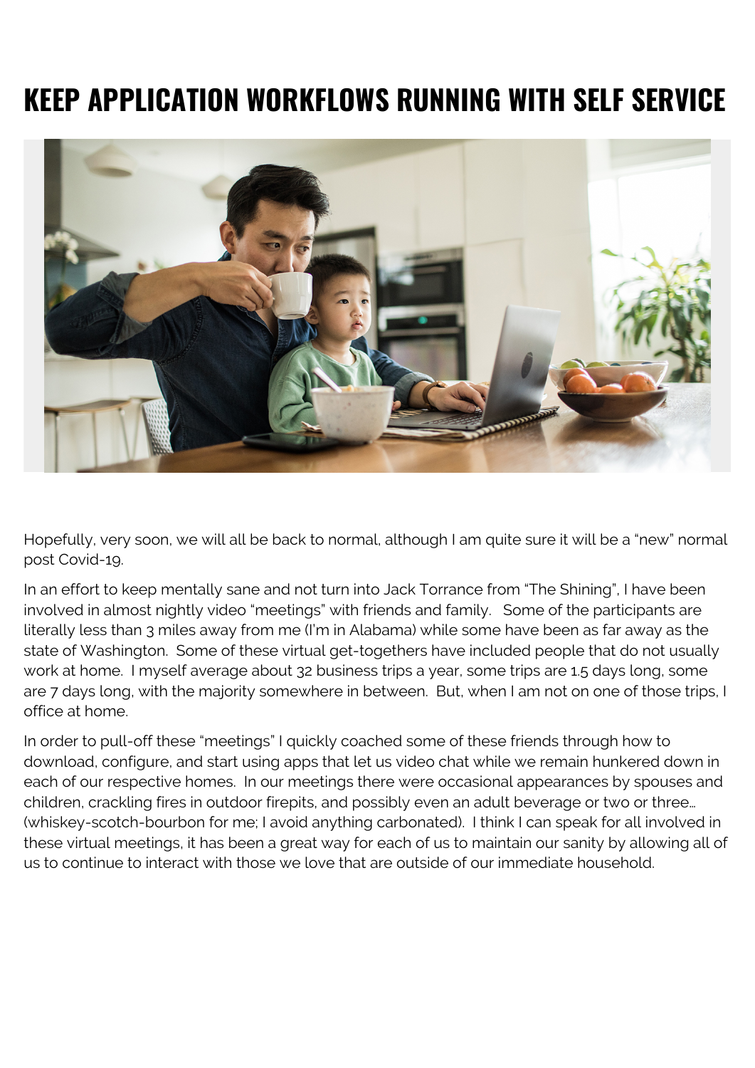# KEEP APPLICATION WORKFLOWS RUNNING WITH SELF SERVICE

Hopefully, very soon, we will all be back to normal, although I am quite sure it will be a "new" normal post Covid-19.

In an effort to keep mentally sane and not turn into Jack Torrance from "The Shining", I have been involved in almost nightly video "meetings" with friends and family. Some of the participants are literally less than 3 miles away from me (I'm in Alabama) while some have been as far away as the state of Washington. Some of these virtual get-togethers have included people that do not usually work at home. I myself average about 32 business trips a year, some trips are 1.5 days long, some are 7 days long, with the majority somewhere in between. But, when I am not on one of those trips, I office at home.

In order to pull-off these "meetings" I quickly coached some of these friends through how to download, configure, and start using apps that let us video chat while we remain hunkered down in each of our respective homes. In our meetings there were occasional appearances by spouses and children, crackling fires in outdoor firepits, and possibly even an adult beverage or two or three… (whiskey-scotch-bourbon for me; I avoid anything carbonated). I think I can speak for all involved in these virtual meetings, it has been a great way for each of us to maintain our sanity by allowing all of us to continue to interact with those we love that are outside of our immediate household.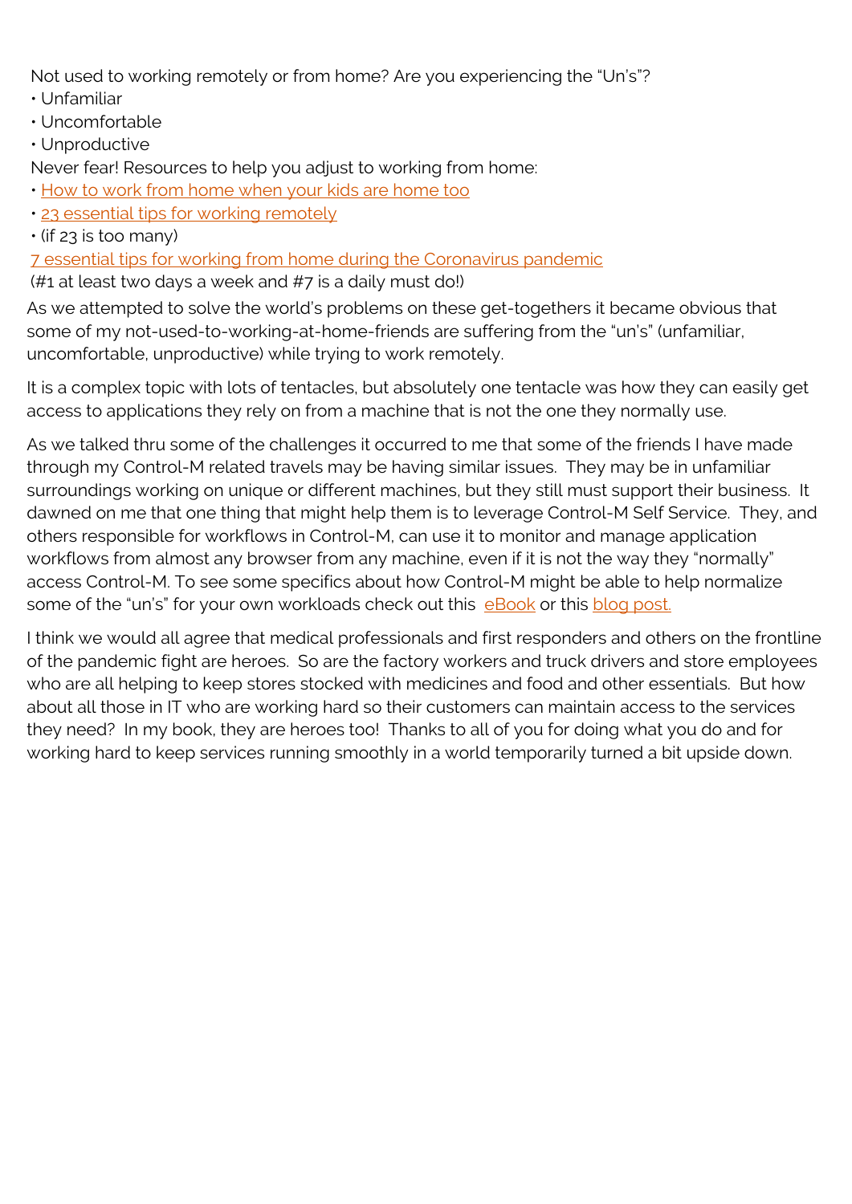Not used to working remotely or from home? Are you experiencing the "Un's"?

- Unfamiliar
- Uncomfortable
- Unproductive

Never fear! Resources to help you adjust to working from home:

- How to work from home when your kids are home too
- 23 essential tips for working remotely
- (if 23 is too many)

7 essential tips for working from home during the Coronavirus pandemic

(#1 at least two days a week and #7 is a daily must do!)

As we attempted to solve the world's problems on these get-togethers it became obvious that some of my not-used-to-working-at-home-friends are suffering from the "un's" (unfamiliar, uncomfortable, unproductive) while trying to work remotely.

It is a complex topic with lots of tentacles, but absolutely one tentacle was how they can easily get access to applications they rely on from a machine that is not the one they normally use.

As we talked thru some of the challenges it occurred to me that some of the friends I have made through my Control-M related travels may be having similar issues. They may be in unfamiliar surroundings working on unique or different machines, but they still must support their business. It dawned on me that one thing that might help them is to leverage Control-M Self Service. They, and others responsible for workflows in Control-M, can use it to monitor and manage application workflows from almost any browser from any machine, even if it is not the way they "normally" access Control-M. To see some specifics about how Control-M might be able to help normalize some of the "un's" for your own workloads check out this eBook or this blog post.

I think we would all agree that medical professionals and first responders and others on the frontline of the pandemic fight are heroes. So are the factory workers and truck drivers and store employees who are all helping to keep stores stocked with medicines and food and other essentials. But how about all those in IT who are working hard so their customers can maintain access to the services they need? In my book, they are heroes too! Thanks to all of you for doing what you do and for working hard to keep services running smoothly in a world temporarily turned a bit upside down.